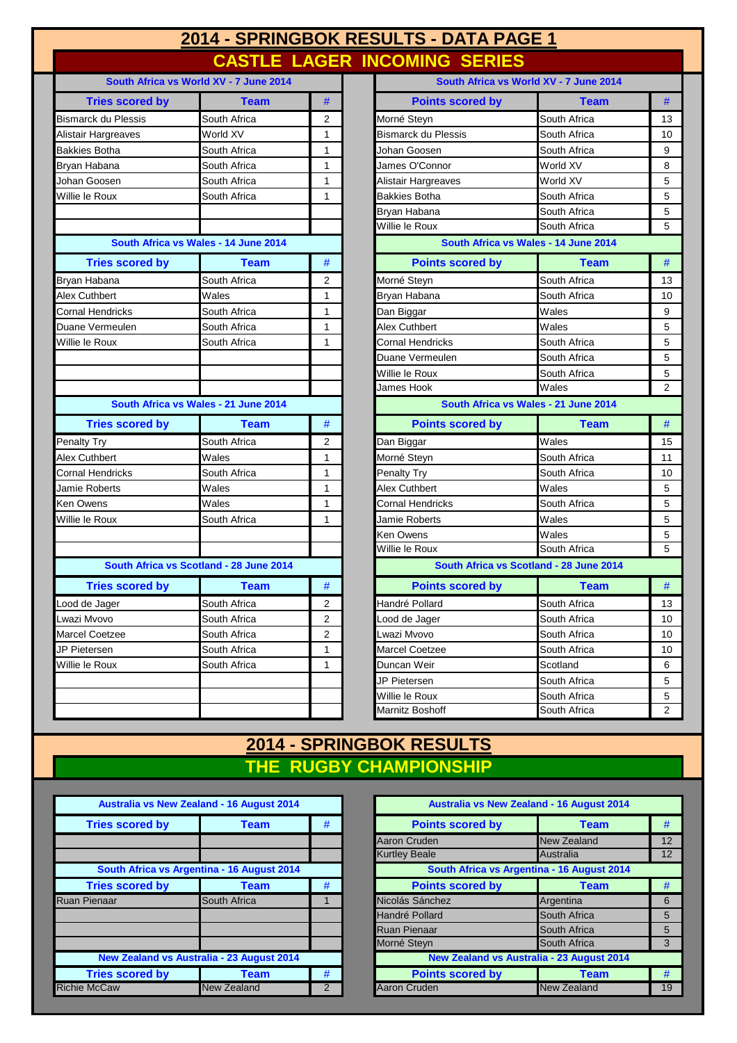# 2014 - SPRINGBOK RESULTS - DATA PAGE 1

## CASTLE LAGER INCOMING SERIES

### South Africa vs World XV - 7 June 2014

| Tries scored by | Team | # |
|---|---|---|
| Bismarck du Plessis | South Africa | 2 |
| Alistair Hargreaves | World XV | 1 |
| Bakkies Botha | South Africa | 1 |
| Bryan Habana | South Africa | 1 |
| Johan Goosen | South Africa | 1 |
| Willie le Roux | South Africa | 1 |

| Points scored by | Team | # |
|---|---|---|
| Morné Steyn | South Africa | 13 |
| Bismarck du Plessis | South Africa | 10 |
| Johan Goosen | South Africa | 9 |
| James O'Connor | World XV | 8 |
| Alistair Hargreaves | World XV | 5 |
| Bakkies Botha | South Africa | 5 |
| Bryan Habana | South Africa | 5 |
| Willie le Roux | South Africa | 5 |

### South Africa vs Wales - 14 June 2014

| Tries scored by | Team | # |
|---|---|---|
| Bryan Habana | South Africa | 2 |
| Alex Cuthbert | Wales | 1 |
| Cornal Hendricks | South Africa | 1 |
| Duane Vermeulen | South Africa | 1 |
| Willie le Roux | South Africa | 1 |

| Points scored by | Team | # |
|---|---|---|
| Morné Steyn | South Africa | 13 |
| Bryan Habana | South Africa | 10 |
| Dan Biggar | Wales | 9 |
| Alex Cuthbert | Wales | 5 |
| Cornal Hendricks | South Africa | 5 |
| Duane Vermeulen | South Africa | 5 |
| Willie le Roux | South Africa | 5 |
| James Hook | Wales | 2 |

### South Africa vs Wales - 21 June 2014

| Tries scored by | Team | # |
|---|---|---|
| Penalty Try | South Africa | 2 |
| Alex Cuthbert | Wales | 1 |
| Cornal Hendricks | South Africa | 1 |
| Jamie Roberts | Wales | 1 |
| Ken Owens | Wales | 1 |
| Willie le Roux | South Africa | 1 |

| Points scored by | Team | # |
|---|---|---|
| Dan Biggar | Wales | 15 |
| Morné Steyn | South Africa | 11 |
| Penalty Try | South Africa | 10 |
| Alex Cuthbert | Wales | 5 |
| Cornal Hendricks | South Africa | 5 |
| Jamie Roberts | Wales | 5 |
| Ken Owens | Wales | 5 |
| Willie le Roux | South Africa | 5 |

### South Africa vs Scotland - 28 June 2014

| Tries scored by | Team | # |
|---|---|---|
| Lood de Jager | South Africa | 2 |
| Lwazi Mvovo | South Africa | 2 |
| Marcel Coetzee | South Africa | 2 |
| JP Pietersen | South Africa | 1 |
| Willie le Roux | South Africa | 1 |

| Points scored by | Team | # |
|---|---|---|
| Handré Pollard | South Africa | 13 |
| Lood de Jager | South Africa | 10 |
| Lwazi Mvovo | South Africa | 10 |
| Marcel Coetzee | South Africa | 10 |
| Duncan Weir | Scotland | 6 |
| JP Pietersen | South Africa | 5 |
| Willie le Roux | South Africa | 5 |
| Marnitz Boshoff | South Africa | 2 |

# 2014 - SPRINGBOK RESULTS

## THE RUGBY CHAMPIONSHIP

### Australia vs New Zealand - 16 August 2014

| Tries scored by | Team | # |
|---|---|---|
| | | |

| Points scored by | Team | # |
|---|---|---|
| Aaron Cruden | New Zealand | 12 |
| Kurtley Beale | Australia | 12 |

### South Africa vs Argentina - 16 August 2014

| Tries scored by | Team | # |
|---|---|---|
| Ruan Pienaar | South Africa | 1 |

| Points scored by | Team | # |
|---|---|---|
| Nicolás Sánchez | Argentina | 6 |
| Handré Pollard | South Africa | 5 |
| Ruan Pienaar | South Africa | 5 |
| Morné Steyn | South Africa | 3 |

### New Zealand vs Australia - 23 August 2014

| Tries scored by | Team | # |
|---|---|---|
| Richie McCaw | New Zealand | 2 |

| Points scored by | Team | # |
|---|---|---|
| Aaron Cruden | New Zealand | 19 |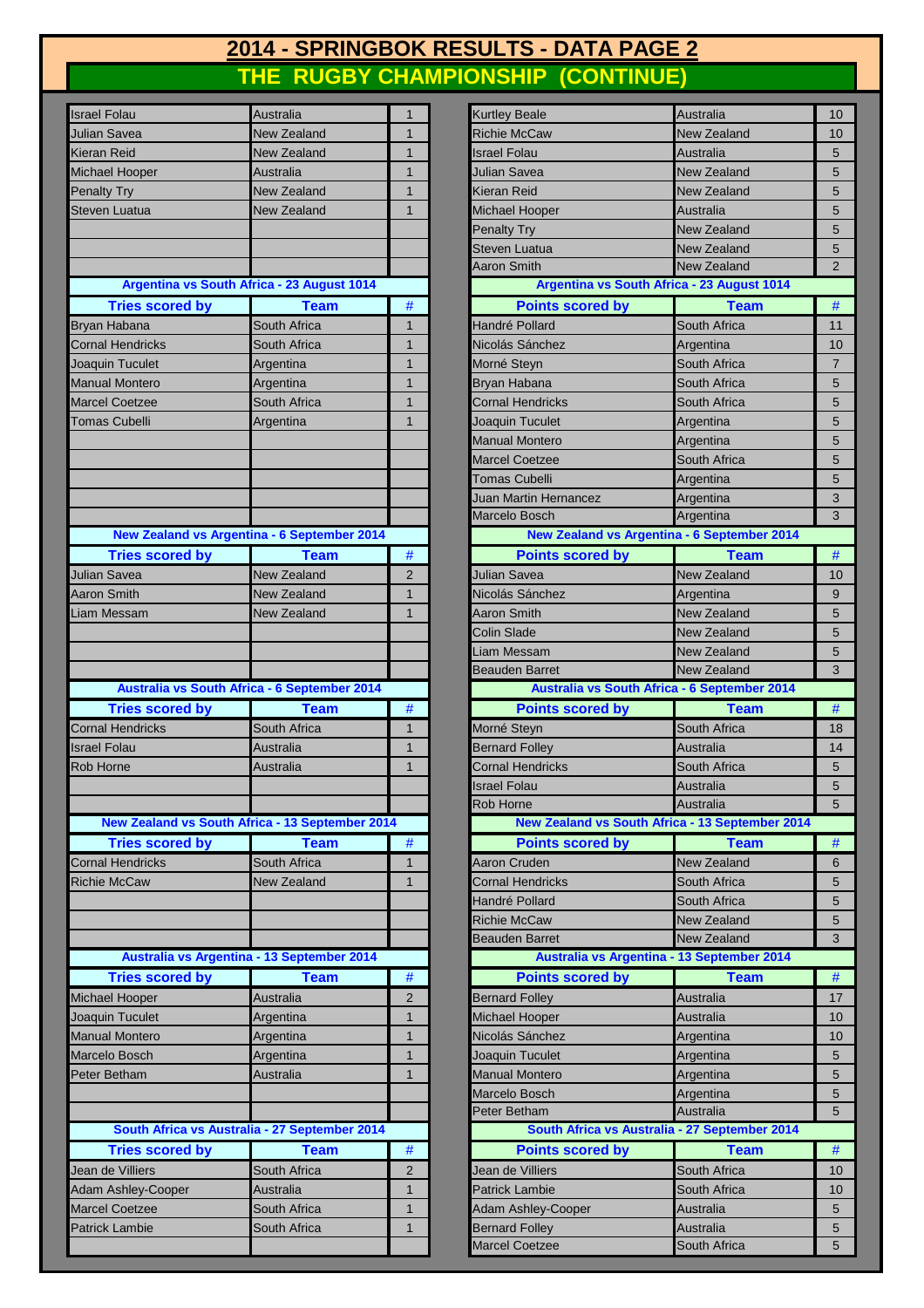# 2014 - SPRINGBOK RESULTS - DATA PAGE 2

## THE RUGBY CHAMPIONSHIP (CONTINUE)

| | | |
|---|---|---|
| Israel Folau | Australia | 1 |
| Julian Savea | New Zealand | 1 |
| Kieran Reid | New Zealand | 1 |
| Michael Hooper | Australia | 1 |
| Penalty Try | New Zealand | 1 |
| Steven Luatua | New Zealand | 1 |

| | | |
|---|---|---|
| Kurtley Beale | Australia | 10 |
| Richie McCaw | New Zealand | 10 |
| Israel Folau | Australia | 5 |
| Julian Savea | New Zealand | 5 |
| Kieran Reid | New Zealand | 5 |
| Michael Hooper | Australia | 5 |
| Penalty Try | New Zealand | 5 |
| Steven Luatua | New Zealand | 5 |
| Aaron Smith | New Zealand | 2 |

### Argentina vs South Africa - 23 August 1014

| Tries scored by | Team | # |
|---|---|---|
| Bryan Habana | South Africa | 1 |
| Cornal Hendricks | South Africa | 1 |
| Joaquin Tuculet | Argentina | 1 |
| Manual Montero | Argentina | 1 |
| Marcel Coetzee | South Africa | 1 |
| Tomas Cubelli | Argentina | 1 |

| Points scored by | Team | # |
|---|---|---|
| Handré Pollard | South Africa | 11 |
| Nicolás Sánchez | Argentina | 10 |
| Morné Steyn | South Africa | 7 |
| Bryan Habana | South Africa | 5 |
| Cornal Hendricks | South Africa | 5 |
| Joaquin Tuculet | Argentina | 5 |
| Manual Montero | Argentina | 5 |
| Marcel Coetzee | South Africa | 5 |
| Tomas Cubelli | Argentina | 5 |
| Juan Martin Hernancez | Argentina | 3 |
| Marcelo Bosch | Argentina | 3 |

### New Zealand vs Argentina - 6 September 2014

| Tries scored by | Team | # |
|---|---|---|
| Julian Savea | New Zealand | 2 |
| Aaron Smith | New Zealand | 1 |
| Liam Messam | New Zealand | 1 |

| Points scored by | Team | # |
|---|---|---|
| Julian Savea | New Zealand | 10 |
| Nicolás Sánchez | Argentina | 9 |
| Aaron Smith | New Zealand | 5 |
| Colin Slade | New Zealand | 5 |
| Liam Messam | New Zealand | 5 |
| Beauden Barret | New Zealand | 3 |

### Australia vs South Africa - 6 September 2014

| Tries scored by | Team | # |
|---|---|---|
| Cornal Hendricks | South Africa | 1 |
| Israel Folau | Australia | 1 |
| Rob Horne | Australia | 1 |

| Points scored by | Team | # |
|---|---|---|
| Morné Steyn | South Africa | 18 |
| Bernard Folley | Australia | 14 |
| Cornal Hendricks | South Africa | 5 |
| Israel Folau | Australia | 5 |
| Rob Horne | Australia | 5 |

### New Zealand vs South Africa - 13 September 2014

| Tries scored by | Team | # |
|---|---|---|
| Cornal Hendricks | South Africa | 1 |
| Richie McCaw | New Zealand | 1 |

| Points scored by | Team | # |
|---|---|---|
| Aaron Cruden | New Zealand | 6 |
| Cornal Hendricks | South Africa | 5 |
| Handré Pollard | South Africa | 5 |
| Richie McCaw | New Zealand | 5 |
| Beauden Barret | New Zealand | 3 |

### Australia vs Argentina - 13 September 2014

| Tries scored by | Team | # |
|---|---|---|
| Michael Hooper | Australia | 2 |
| Joaquin Tuculet | Argentina | 1 |
| Manual Montero | Argentina | 1 |
| Marcelo Bosch | Argentina | 1 |
| Peter Betham | Australia | 1 |

| Points scored by | Team | # |
|---|---|---|
| Bernard Folley | Australia | 17 |
| Michael Hooper | Australia | 10 |
| Nicolás Sánchez | Argentina | 10 |
| Joaquin Tuculet | Argentina | 5 |
| Manual Montero | Argentina | 5 |
| Marcelo Bosch | Argentina | 5 |
| Peter Betham | Australia | 5 |

### South Africa vs Australia - 27 September 2014

| Tries scored by | Team | # |
|---|---|---|
| Jean de Villiers | South Africa | 2 |
| Adam Ashley-Cooper | Australia | 1 |
| Marcel Coetzee | South Africa | 1 |
| Patrick Lambie | South Africa | 1 |

| Points scored by | Team | # |
|---|---|---|
| Jean de Villiers | South Africa | 10 |
| Patrick Lambie | South Africa | 10 |
| Adam Ashley-Cooper | Australia | 5 |
| Bernard Folley | Australia | 5 |
| Marcel Coetzee | South Africa | 5 |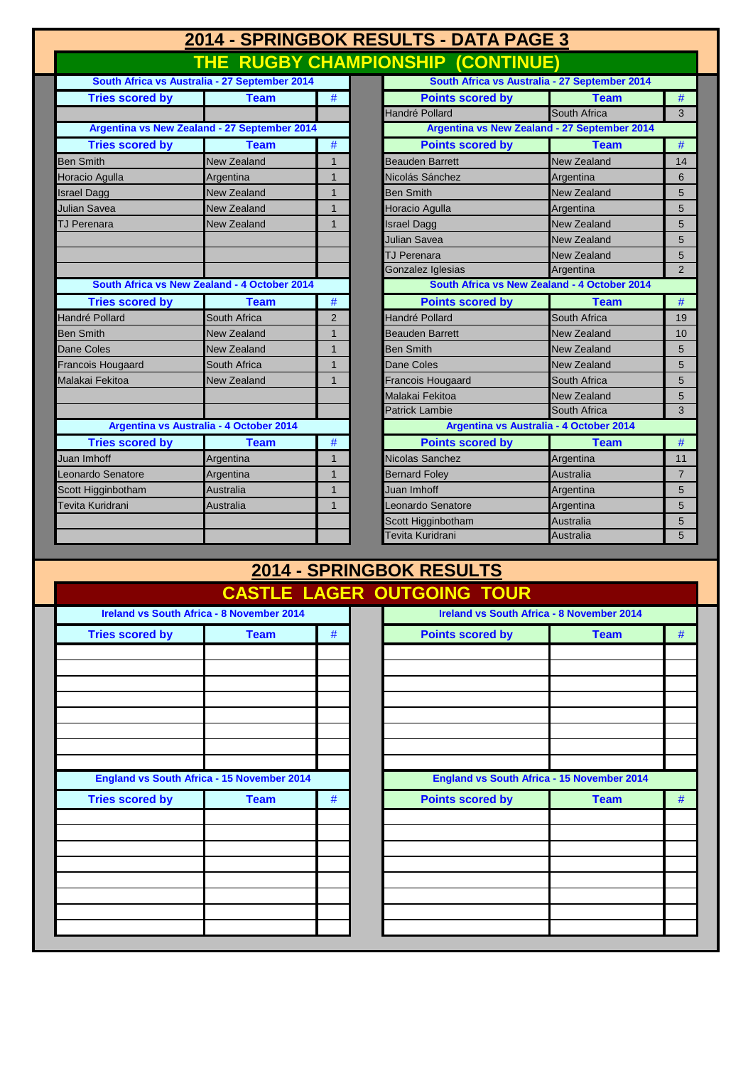# 2014 - SPRINGBOK RESULTS - DATA PAGE 3

## THE RUGBY CHAMPIONSHIP (CONTINUE)

**South Africa vs Australia - 27 September 2014**

| Tries scored by | Team | # |
|---|---|---|
| | | |

**South Africa vs Australia - 27 September 2014**

| Points scored by | Team | # |
|---|---|---|
| Handré Pollard | South Africa | 3 |

**Argentina vs New Zealand - 27 September 2014**

| Tries scored by | Team | # |
|---|---|---|
| Ben Smith | New Zealand | 1 |
| Horacio Agulla | Argentina | 1 |
| Israel Dagg | New Zealand | 1 |
| Julian Savea | New Zealand | 1 |
| TJ Perenara | New Zealand | 1 |

**Argentina vs New Zealand - 27 September 2014**

| Points scored by | Team | # |
|---|---|---|
| Beauden Barrett | New Zealand | 14 |
| Nicolás Sánchez | Argentina | 6 |
| Ben Smith | New Zealand | 5 |
| Horacio Agulla | Argentina | 5 |
| Israel Dagg | New Zealand | 5 |
| Julian Savea | New Zealand | 5 |
| TJ Perenara | New Zealand | 5 |
| Gonzalez Iglesias | Argentina | 2 |

**South Africa vs New Zealand - 4 October 2014**

| Tries scored by | Team | # |
|---|---|---|
| Handré Pollard | South Africa | 2 |
| Ben Smith | New Zealand | 1 |
| Dane Coles | New Zealand | 1 |
| Francois Hougaard | South Africa | 1 |
| Malakai Fekitoa | New Zealand | 1 |

**South Africa vs New Zealand - 4 October 2014**

| Points scored by | Team | # |
|---|---|---|
| Handré Pollard | South Africa | 19 |
| Beauden Barrett | New Zealand | 10 |
| Ben Smith | New Zealand | 5 |
| Dane Coles | New Zealand | 5 |
| Francois Hougaard | South Africa | 5 |
| Malakai Fekitoa | New Zealand | 5 |
| Patrick Lambie | South Africa | 3 |

**Argentina vs Australia - 4 October 2014**

| Tries scored by | Team | # |
|---|---|---|
| Juan Imhoff | Argentina | 1 |
| Leonardo Senatore | Argentina | 1 |
| Scott Higginbotham | Australia | 1 |
| Tevita Kuridrani | Australia | 1 |

**Argentina vs Australia - 4 October 2014**

| Points scored by | Team | # |
|---|---|---|
| Nicolas Sanchez | Argentina | 11 |
| Bernard Foley | Australia | 7 |
| Juan Imhoff | Argentina | 5 |
| Leonardo Senatore | Argentina | 5 |
| Scott Higginbotham | Australia | 5 |
| Tevita Kuridrani | Australia | 5 |

# 2014 - SPRINGBOK RESULTS

## CASTLE LAGER OUTGOING TOUR

**Ireland vs South Africa - 8 November 2014**

| Tries scored by | Team | # |
|---|---|---|
| | | |

**Ireland vs South Africa - 8 November 2014**

| Points scored by | Team | # |
|---|---|---|
| | | |

**England vs South Africa - 15 November 2014**

| Tries scored by | Team | # |
|---|---|---|
| | | |

**England vs South Africa - 15 November 2014**

| Points scored by | Team | # |
|---|---|---|
| | | |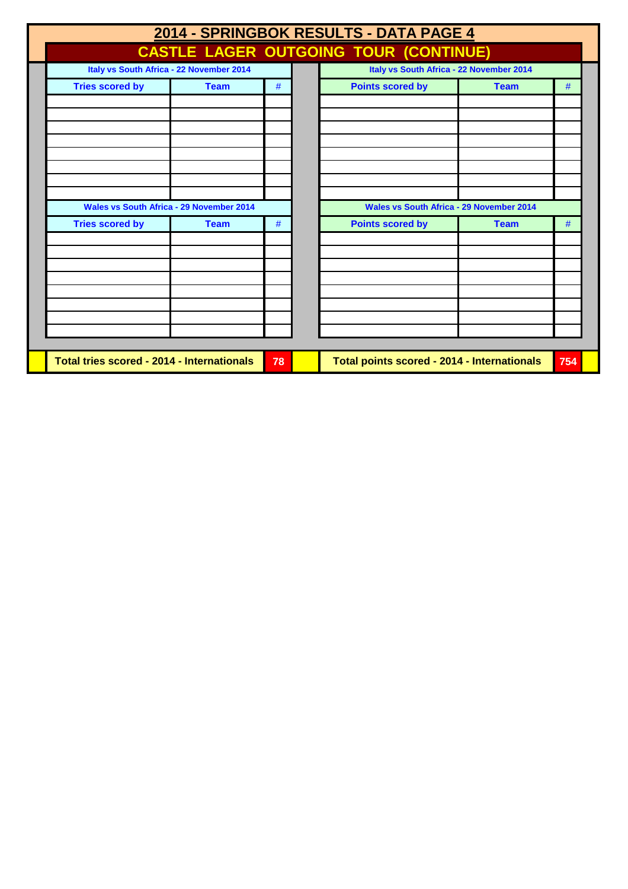# 2014 - SPRINGBOK RESULTS - DATA PAGE 4

## CASTLE LAGER OUTGOING TOUR (CONTINUE)

**Italy vs South Africa - 22 November 2014**

| Tries scored by | Team | # |
|---|---|---|
| | | |
| | | |
| | | |
| | | |
| | | |
| | | |
| | | |
| | | |

**Italy vs South Africa - 22 November 2014**

| Points scored by | Team | # |
|---|---|---|
| | | |
| | | |
| | | |
| | | |
| | | |
| | | |
| | | |
| | | |

**Wales vs South Africa - 29 November 2014**

| Tries scored by | Team | # |
|---|---|---|
| | | |
| | | |
| | | |
| | | |
| | | |
| | | |
| | | |
| | | |

**Wales vs South Africa - 29 November 2014**

| Points scored by | Team | # |
|---|---|---|
| | | |
| | | |
| | | |
| | | |
| | | |
| | | |
| | | |
| | | |

| | |
|---|---|
| **Total tries scored - 2014 - Internationals** | **78** |
| **Total points scored - 2014 - Internationals** | **754** |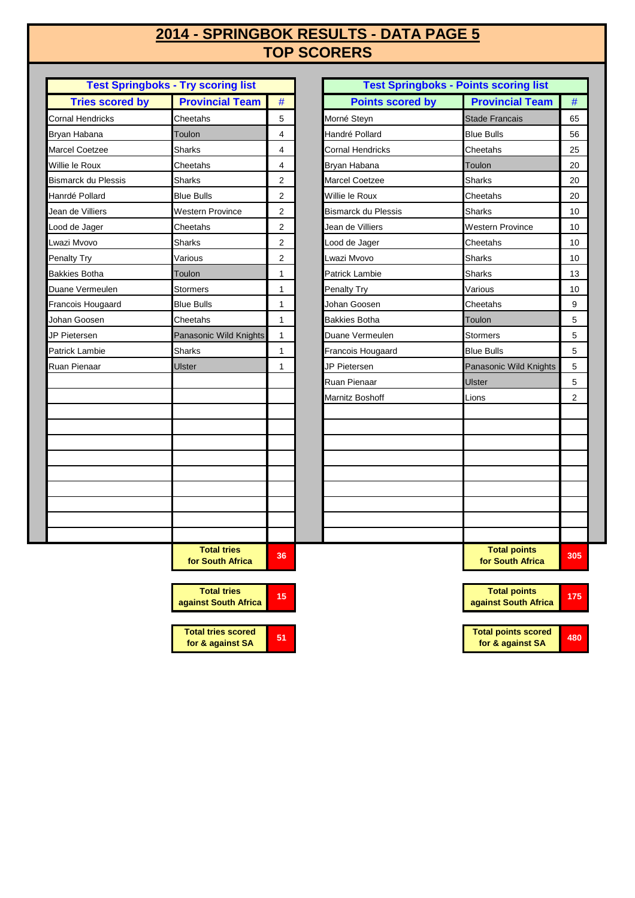# 2014 - SPRINGBOK RESULTS - DATA PAGE 5
## TOP SCORERS

### Test Springboks - Try scoring list

| Tries scored by | Provincial Team | # |
|---|---|---|
| Cornal Hendricks | Cheetahs | 5 |
| Bryan Habana | Toulon | 4 |
| Marcel Coetzee | Sharks | 4 |
| Willie le Roux | Cheetahs | 4 |
| Bismarck du Plessis | Sharks | 2 |
| Hanrdé Pollard | Blue Bulls | 2 |
| Jean de Villiers | Western Province | 2 |
| Lood de Jager | Cheetahs | 2 |
| Lwazi Mvovo | Sharks | 2 |
| Penalty Try | Various | 2 |
| Bakkies Botha | Toulon | 1 |
| Duane Vermeulen | Stormers | 1 |
| Francois Hougaard | Blue Bulls | 1 |
| Johan Goosen | Cheetahs | 1 |
| JP Pietersen | Panasonic Wild Knights | 1 |
| Patrick Lambie | Sharks | 1 |
| Ruan Pienaar | Ulster | 1 |

| | |
|---|---|
| Total tries for South Africa | 36 |
| Total tries against South Africa | 15 |
| Total tries scored for & against SA | 51 |

### Test Springboks - Points scoring list

| Points scored by | Provincial Team | # |
|---|---|---|
| Morné Steyn | Stade Francais | 65 |
| Handré Pollard | Blue Bulls | 56 |
| Cornal Hendricks | Cheetahs | 25 |
| Bryan Habana | Toulon | 20 |
| Marcel Coetzee | Sharks | 20 |
| Willie le Roux | Cheetahs | 20 |
| Bismarck du Plessis | Sharks | 10 |
| Jean de Villiers | Western Province | 10 |
| Lood de Jager | Cheetahs | 10 |
| Lwazi Mvovo | Sharks | 10 |
| Patrick Lambie | Sharks | 13 |
| Penalty Try | Various | 10 |
| Johan Goosen | Cheetahs | 9 |
| Bakkies Botha | Toulon | 5 |
| Duane Vermeulen | Stormers | 5 |
| Francois Hougaard | Blue Bulls | 5 |
| JP Pietersen | Panasonic Wild Knights | 5 |
| Ruan Pienaar | Ulster | 5 |
| Marnitz Boshoff | Lions | 2 |

| | |
|---|---|
| Total points for South Africa | 305 |
| Total points against South Africa | 175 |
| Total points scored for & against SA | 480 |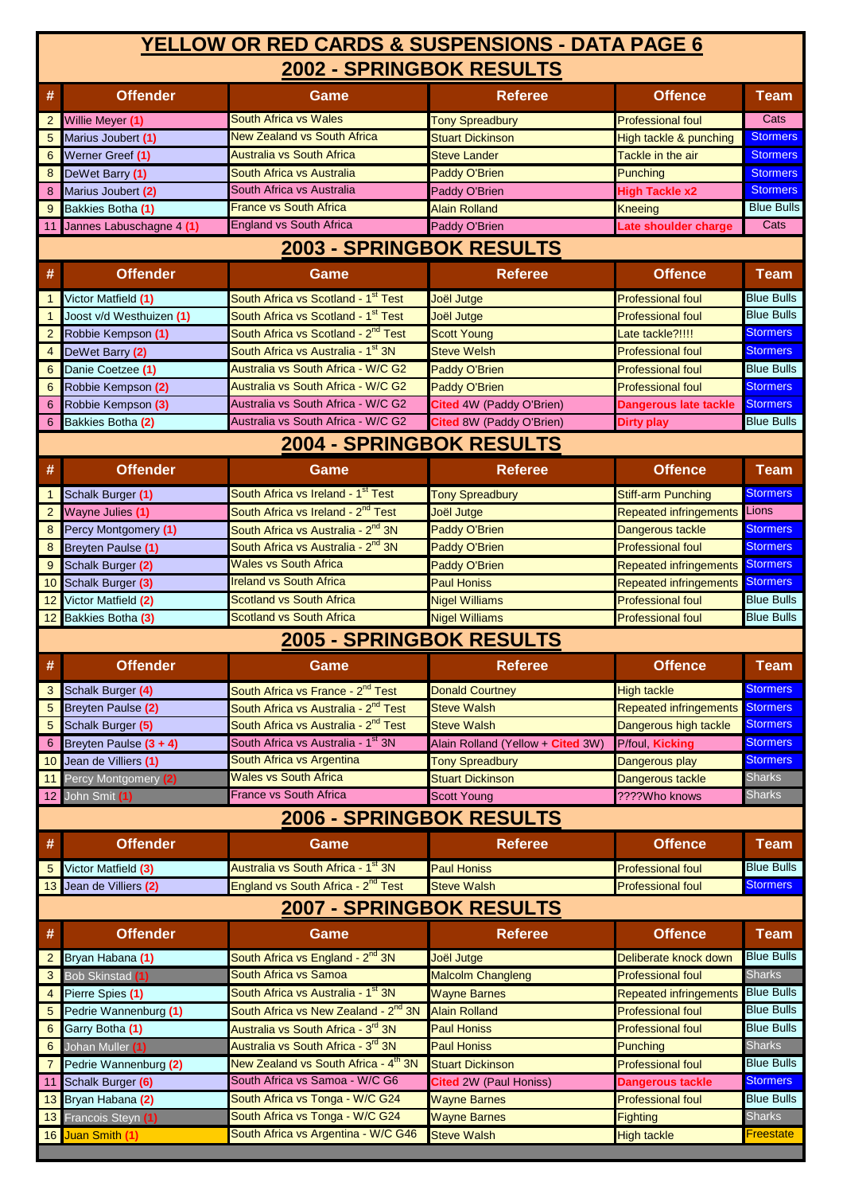# YELLOW OR RED CARDS & SUSPENSIONS - DATA PAGE 6

## 2002 - SPRINGBOK RESULTS

| # | Offender | Game | Referee | Offence | Team |
|---|---|---|---|---|---|
| 2 | Willie Meyer (1) | South Africa vs Wales | Tony Spreadbury | Professional foul | Cats |
| 5 | Marius Joubert (1) | New Zealand vs South Africa | Stuart Dickinson | High tackle & punching | Stormers |
| 6 | Werner Greef (1) | Australia vs South Africa | Steve Lander | Tackle in the air | Stormers |
| 8 | DeWet Barry (1) | South Africa vs Australia | Paddy O'Brien | Punching | Stormers |
| 8 | Marius Joubert (2) | South Africa vs Australia | Paddy O'Brien | High Tackle x2 | Stormers |
| 9 | Bakkies Botha (1) | France vs South Africa | Alain Rolland | Kneeing | Blue Bulls |
| 11 | Jannes Labuschagne 4 (1) | England vs South Africa | Paddy O'Brien | Late shoulder charge | Cats |

## 2003 - SPRINGBOK RESULTS

| # | Offender | Game | Referee | Offence | Team |
|---|---|---|---|---|---|
| 1 | Victor Matfield (1) | South Africa vs Scotland - 1st Test | Joël Jutge | Professional foul | Blue Bulls |
| 1 | Joost v/d Westhuizen (1) | South Africa vs Scotland - 1st Test | Joël Jutge | Professional foul | Blue Bulls |
| 2 | Robbie Kempson (1) | South Africa vs Scotland - 2nd Test | Scott Young | Late tackle?!!!! | Stormers |
| 4 | DeWet Barry (2) | South Africa vs Australia - 1st 3N | Steve Welsh | Professional foul | Stormers |
| 6 | Danie Coetzee (1) | Australia vs South Africa - W/C G2 | Paddy O'Brien | Professional foul | Blue Bulls |
| 6 | Robbie Kempson (2) | Australia vs South Africa - W/C G2 | Paddy O'Brien | Professional foul | Stormers |
| 6 | Robbie Kempson (3) | Australia vs South Africa - W/C G2 | Cited 4W (Paddy O'Brien) | Dangerous late tackle | Stormers |
| 6 | Bakkies Botha (2) | Australia vs South Africa - W/C G2 | Cited 8W (Paddy O'Brien) | Dirty play | Blue Bulls |

## 2004 - SPRINGBOK RESULTS

| # | Offender | Game | Referee | Offence | Team |
|---|---|---|---|---|---|
| 1 | Schalk Burger (1) | South Africa vs Ireland - 1st Test | Tony Spreadbury | Stiff-arm Punching | Stormers |
| 2 | Wayne Julies (1) | South Africa vs Ireland - 2nd Test | Joël Jutge | Repeated infringements | Lions |
| 8 | Percy Montgomery (1) | South Africa vs Australia - 2nd 3N | Paddy O'Brien | Dangerous tackle | Stormers |
| 8 | Breyten Paulse (1) | South Africa vs Australia - 2nd 3N | Paddy O'Brien | Professional foul | Stormers |
| 9 | Schalk Burger (2) | Wales vs South Africa | Paddy O'Brien | Repeated infringements | Stormers |
| 10 | Schalk Burger (3) | Ireland vs South Africa | Paul Honiss | Repeated infringements | Stormers |
| 12 | Victor Matfield (2) | Scotland vs South Africa | Nigel Williams | Professional foul | Blue Bulls |
| 12 | Bakkies Botha (3) | Scotland vs South Africa | Nigel Williams | Professional foul | Blue Bulls |

## 2005 - SPRINGBOK RESULTS

| # | Offender | Game | Referee | Offence | Team |
|---|---|---|---|---|---|
| 3 | Schalk Burger (4) | South Africa vs France - 2nd Test | Donald Courtney | High tackle | Stormers |
| 5 | Breyten Paulse (2) | South Africa vs Australia - 2nd Test | Steve Walsh | Repeated infringements | Stormers |
| 5 | Schalk Burger (5) | South Africa vs Australia - 2nd Test | Steve Walsh | Dangerous high tackle | Stormers |
| 6 | Breyten Paulse (3 + 4) | South Africa vs Australia - 1st 3N | Alain Rolland (Yellow + Cited 3W) | P/foul, Kicking | Stormers |
| 10 | Jean de Villiers (1) | South Africa vs Argentina | Tony Spreadbury | Dangerous play | Stormers |
| 11 | Percy Montgomery (2) | Wales vs South Africa | Stuart Dickinson | Dangerous tackle | Sharks |
| 12 | John Smit (1) | France vs South Africa | Scott Young | ????Who knows | Sharks |

## 2006 - SPRINGBOK RESULTS

| # | Offender | Game | Referee | Offence | Team |
|---|---|---|---|---|---|
| 5 | Victor Matfield (3) | Australia vs South Africa - 1st 3N | Paul Honiss | Professional foul | Blue Bulls |
| 13 | Jean de Villiers (2) | England vs South Africa - 2nd Test | Steve Walsh | Professional foul | Stormers |

## 2007 - SPRINGBOK RESULTS

| # | Offender | Game | Referee | Offence | Team |
|---|---|---|---|---|---|
| 2 | Bryan Habana (1) | South Africa vs England - 2nd 3N | Joël Jutge | Deliberate knock down | Blue Bulls |
| 3 | Bob Skinstad (1) | South Africa vs Samoa | Malcolm Changleng | Professional foul | Sharks |
| 4 | Pierre Spies (1) | South Africa vs Australia - 1st 3N | Wayne Barnes | Repeated infringements | Blue Bulls |
| 5 | Pedrie Wannenburg (1) | South Africa vs New Zealand - 2nd 3N | Alain Rolland | Professional foul | Blue Bulls |
| 6 | Garry Botha (1) | Australia vs South Africa - 3rd 3N | Paul Honiss | Professional foul | Blue Bulls |
| 6 | Johan Muller (1) | Australia vs South Africa - 3rd 3N | Paul Honiss | Punching | Sharks |
| 7 | Pedrie Wannenburg (2) | New Zealand vs South Africa - 4th 3N | Stuart Dickinson | Professional foul | Blue Bulls |
| 11 | Schalk Burger (6) | South Africa vs Samoa - W/C G6 | Cited 2W (Paul Honiss) | Dangerous tackle | Stormers |
| 13 | Bryan Habana (2) | South Africa vs Tonga - W/C G24 | Wayne Barnes | Professional foul | Blue Bulls |
| 13 | Francois Steyn (1) | South Africa vs Tonga - W/C G24 | Wayne Barnes | Fighting | Sharks |
| 16 | Juan Smith (1) | South Africa vs Argentina - W/C G46 | Steve Walsh | High tackle | Freestate |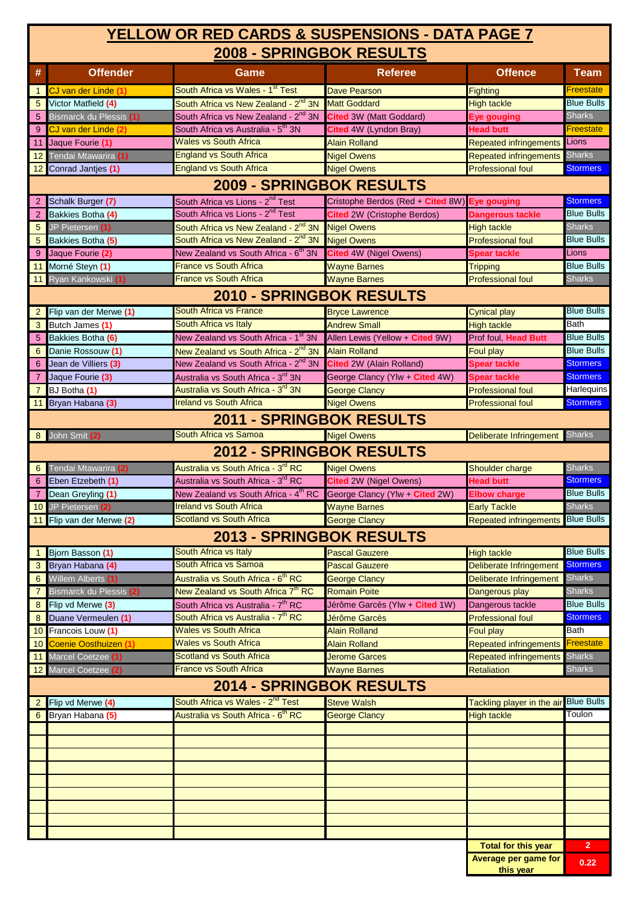# YELLOW OR RED CARDS & SUSPENSIONS - DATA PAGE 7

## 2008 - SPRINGBOK RESULTS

| # | Offender | Game | Referee | Offence | Team |
|---|---|---|---|---|---|
| 1 | CJ van der Linde (1) | South Africa vs Wales - 1st Test | Dave Pearson | Fighting | Freestate |
| 5 | Victor Matfield (4) | South Africa vs New Zealand - 2nd 3N | Matt Goddard | High tackle | Blue Bulls |
| 5 | Bismarck du Plessis (1) | South Africa vs New Zealand - 2nd 3N | Cited 3W (Matt Goddard) | Eye gouging | Sharks |
| 9 | CJ van der Linde (2) | South Africa vs Australia - 5th 3N | Cited 4W (Lyndon Bray) | Head butt | Freestate |
| 11 | Jaque Fourie (1) | Wales vs South Africa | Alain Rolland | Repeated infringements | Lions |
| 12 | Tendai Mtawarira (1) | England vs South Africa | Nigel Owens | Repeated infringements | Sharks |
| 12 | Conrad Jantjes (1) | England vs South Africa | Nigel Owens | Professional foul | Stormers |
| | **2009 - SPRINGBOK RESULTS** | | | | |
| 2 | Schalk Burger (7) | South Africa vs Lions - 2nd Test | Cristophe Berdos (Red + Cited 8W) | Eye gouging | Stormers |
| 2 | Bakkies Botha (4) | South Africa vs Lions - 2nd Test | Cited 2W (Cristophe Berdos) | Dangerous tackle | Blue Bulls |
| 5 | JP Pietersen (1) | South Africa vs New Zealand - 2nd 3N | Nigel Owens | High tackle | Sharks |
| 5 | Bakkies Botha (5) | South Africa vs New Zealand - 2nd 3N | Nigel Owens | Professional foul | Blue Bulls |
| 9 | Jaque Fourie (2) | New Zealand vs South Africa - 6th 3N | Cited 4W (Nigel Owens) | Spear tackle | Lions |
| 11 | Morné Steyn (1) | France vs South Africa | Wayne Barnes | Tripping | Blue Bulls |
| 11 | Ryan Kankowski (1) | France vs South Africa | Wayne Barnes | Professional foul | Sharks |
| | **2010 - SPRINGBOK RESULTS** | | | | |
| 2 | Flip van der Merwe (1) | South Africa vs France | Bryce Lawrence | Cynical play | Blue Bulls |
| 3 | Butch James (1) | South Africa vs Italy | Andrew Small | High tackle | Bath |
| 5 | Bakkies Botha (6) | New Zealand vs South Africa - 1st 3N | Allen Lewis (Yellow + Cited 9W) | Prof foul, Head Butt | Blue Bulls |
| 6 | Danie Rossouw (1) | New Zealand vs South Africa - 2nd 3N | Alain Rolland | Foul play | Blue Bulls |
| 6 | Jean de Villiers (3) | New Zealand vs South Africa - 2nd 3N | Cited 2W (Alain Rolland) | Spear tackle | Stormers |
| 7 | Jaque Fourie (3) | Australia vs South Africa - 3rd 3N | George Clancy (Ylw + Cited 4W) | Spear tackle | Stormers |
| 7 | BJ Botha (1) | Australia vs South Africa - 3rd 3N | George Clancy | Professional foul | Harlequins |
| 11 | Bryan Habana (3) | Ireland vs South Africa | Nigel Owens | Professional foul | Stormers |
| | **2011 - SPRINGBOK RESULTS** | | | | |
| 8 | John Smit (2) | South Africa vs Samoa | Nigel Owens | Deliberate Infringement | Sharks |
| | **2012 - SPRINGBOK RESULTS** | | | | |
| 6 | Tendai Mtawarira (2) | Australia vs South Africa - 3rd RC | Nigel Owens | Shoulder charge | Sharks |
| 6 | Eben Etzebeth (1) | Australia vs South Africa - 3rd RC | Cited 2W (Nigel Owens) | Head butt | Stormers |
| 7 | Dean Greyling (1) | New Zealand vs South Africa - 4th RC | George Clancy (Ylw + Cited 2W) | Elbow charge | Blue Bulls |
| 10 | JP Pietersen (2) | Ireland vs South Africa | Wayne Barnes | Early Tackle | Sharks |
| 11 | Flip van der Merwe (2) | Scotland vs South Africa | George Clancy | Repeated infringements | Blue Bulls |
| | **2013 - SPRINGBOK RESULTS** | | | | |
| 1 | Bjorn Basson (1) | South Africa vs Italy | Pascal Gauzere | High tackle | Blue Bulls |
| 3 | Bryan Habana (4) | South Africa vs Samoa | Pascal Gauzere | Deliberate Infringement | Stormers |
| 6 | Willem Alberts (1) | Australia vs South Africa - 6th RC | George Clancy | Deliberate Infringement | Sharks |
| 7 | Bismarck du Plessis (2) | New Zealand vs South Africa 7th RC | Romain Poite | Dangerous play | Sharks |
| 8 | Flip vd Merwe (3) | South Africa vs Australia - 7th RC | Jérôme Garcès (Ylw + Cited 1W) | Dangerous tackle | Blue Bulls |
| 8 | Duane Vermeulen (1) | South Africa vs Australia - 7th RC | Jérôme Garcès | Professional foul | Stormers |
| 10 | Francois Louw (1) | Wales vs South Africa | Alain Rolland | Foul play | Bath |
| 10 | Coenie Oosthuizen (1) | Wales vs South Africa | Alain Rolland | Repeated infringements | Freestate |
| 11 | Marcel Coetzee (1) | Scotland vs South Africa | Jerome Garces | Repeated infringements | Sharks |
| 12 | Marcel Coetzee (2) | France vs South Africa | Wayne Barnes | Retaliation | Sharks |
| | **2014 - SPRINGBOK RESULTS** | | | | |
| 2 | Flip vd Merwe (4) | South Africa vs Wales - 2nd Test | Steve Walsh | Tackling player in the air | Blue Bulls |
| 6 | Bryan Habana (5) | Australia vs South Africa - 6th RC | George Clancy | High tackle | Toulon |
| | | | | **Total for this year** | **2** |
| | | | | **Average per game for this year** | **0.22** |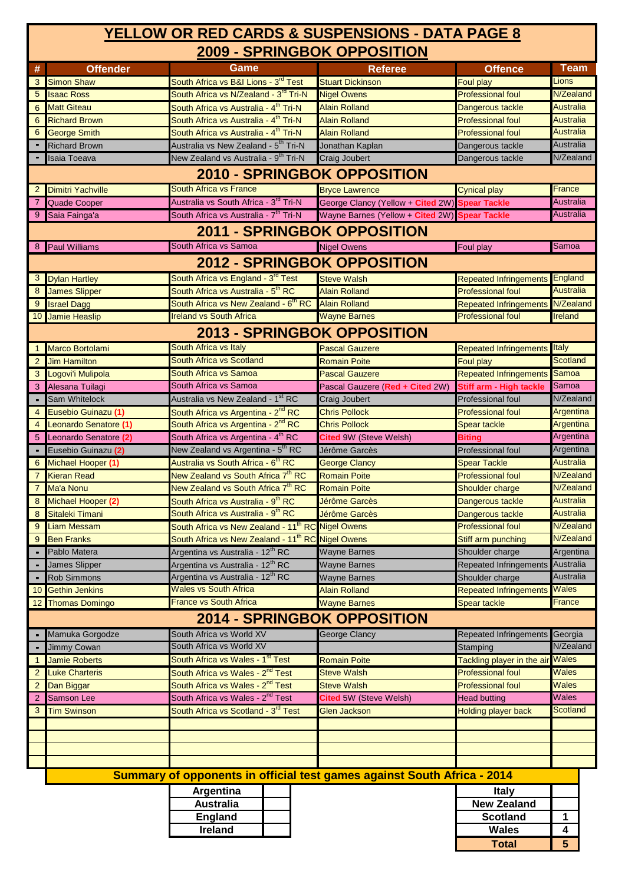# YELLOW OR RED CARDS & SUSPENSIONS - DATA PAGE 8

| # | Offender | Game | Referee | Offence | Team |
|---|---|---|---|---|---|
| **2009 - SPRINGBOK OPPOSITION** | | | | | |
| 3 | Simon Shaw | South Africa vs B&I Lions - 3rd Test | Stuart Dickinson | Foul play | Lions |
| 5 | Isaac Ross | South Africa vs N/Zealand - 3rd Tri-N | Nigel Owens | Professional foul | N/Zealand |
| 6 | Matt Giteau | South Africa vs Australia - 4th Tri-N | Alain Rolland | Dangerous tackle | Australia |
| 6 | Richard Brown | South Africa vs Australia - 4th Tri-N | Alain Rolland | Professional foul | Australia |
| 6 | George Smith | South Africa vs Australia - 4th Tri-N | Alain Rolland | Professional foul | Australia |
| - | Richard Brown | Australia vs New Zealand - 5th Tri-N | Jonathan Kaplan | Dangerous tackle | Australia |
| - | Isaia Toeava | New Zealand vs Australia - 9th Tri-N | Craig Joubert | Dangerous tackle | N/Zealand |
| **2010 - SPRINGBOK OPPOSITION** | | | | | |
| 2 | Dimitri Yachville | South Africa vs France | Bryce Lawrence | Cynical play | France |
| 7 | Quade Cooper | Australia vs South Africa - 3rd Tri-N | George Clancy (Yellow + Cited 2W) | Spear Tackle | Australia |
| 9 | Saia Fainga'a | South Africa vs Australia - 7th Tri-N | Wayne Barnes (Yellow + Cited 2W) | Spear Tackle | Australia |
| **2011 - SPRINGBOK OPPOSITION** | | | | | |
| 8 | Paul Williams | South Africa vs Samoa | Nigel Owens | Foul play | Samoa |
| **2012 - SPRINGBOK OPPOSITION** | | | | | |
| 3 | Dylan Hartley | South Africa vs England - 3rd Test | Steve Walsh | Repeated Infringements | England |
| 8 | James Slipper | South Africa vs Australia - 5th RC | Alain Rolland | Professional foul | Australia |
| 9 | Israel Dagg | South Africa vs New Zealand - 6th RC | Alain Rolland | Repeated Infringements | N/Zealand |
| 10 | Jamie Heaslip | Ireland vs South Africa | Wayne Barnes | Professional foul | Ireland |
| **2013 - SPRINGBOK OPPOSITION** | | | | | |
| 1 | Marco Bortolami | South Africa vs Italy | Pascal Gauzere | Repeated Infringements | Italy |
| 2 | Jim Hamilton | South Africa vs Scotland | Romain Poite | Foul play | Scotland |
| 3 | Logovi'i Mulipola | South Africa vs Samoa | Pascal Gauzere | Repeated Infringements | Samoa |
| 3 | Alesana Tuilagi | South Africa vs Samoa | Pascal Gauzere (Red + Cited 2W) | Stiff arm - High tackle | Samoa |
| - | Sam Whitelock | Australia vs New Zealand - 1st RC | Craig Joubert | Professional foul | N/Zealand |
| 4 | Eusebio Guinazu (1) | South Africa vs Argentina - 2nd RC | Chris Pollock | Professional foul | Argentina |
| 4 | Leonardo Senatore (1) | South Africa vs Argentina - 2nd RC | Chris Pollock | Spear tackle | Argentina |
| 5 | Leonardo Senatore (2) | South Africa vs Argentina - 4th RC | Cited 9W (Steve Welsh) | Biting | Argentina |
| - | Eusebio Guinazu (2) | New Zealand vs Argentina - 5th RC | Jérôme Garcès | Professional foul | Argentina |
| 6 | Michael Hooper (1) | Australia vs South Africa - 6th RC | George Clancy | Spear Tackle | Australia |
| 7 | Kieran Read | New Zealand vs South Africa 7th RC | Romain Poite | Professional foul | N/Zealand |
| 7 | Ma'a Nonu | New Zealand vs South Africa 7th RC | Romain Poite | Shoulder charge | N/Zealand |
| 8 | Michael Hooper (2) | South Africa vs Australia - 9th RC | Jérôme Garcès | Dangerous tackle | Australia |
| 8 | Sitaleki Timani | South Africa vs Australia - 9th RC | Jérôme Garcès | Dangerous tackle | Australia |
| 9 | Liam Messam | South Africa vs New Zealand - 11th RC | Nigel Owens | Professional foul | N/Zealand |
| 9 | Ben Franks | South Africa vs New Zealand - 11th RC | Nigel Owens | Stiff arm punching | N/Zealand |
| - | Pablo Matera | Argentina vs Australia - 12th RC | Wayne Barnes | Shoulder charge | Argentina |
| - | James Slipper | Argentina vs Australia - 12th RC | Wayne Barnes | Repeated Infringements | Australia |
| - | Rob Simmons | Argentina vs Australia - 12th RC | Wayne Barnes | Shoulder charge | Australia |
| 10 | Gethin Jenkins | Wales vs South Africa | Alain Rolland | Repeated Infringements | Wales |
| 12 | Thomas Domingo | France vs South Africa | Wayne Barnes | Spear tackle | France |
| **2014 - SPRINGBOK OPPOSITION** | | | | | |
| - | Mamuka Gorgodze | South Africa vs World XV | George Clancy | Repeated Infringements | Georgia |
| - | Jimmy Cowan | South Africa vs World XV | | Stamping | N/Zealand |
| 1 | Jamie Roberts | South Africa vs Wales - 1st Test | Romain Poite | Tackling player in the air | Wales |
| 2 | Luke Charteris | South Africa vs Wales - 2nd Test | Steve Walsh | Professional foul | Wales |
| 2 | Dan Biggar | South Africa vs Wales - 2nd Test | Steve Walsh | Professional foul | Wales |
| 2 | Samson Lee | South Africa vs Wales - 2nd Test | Cited 5W (Steve Welsh) | Head butting | Wales |
| 3 | Tim Swinson | South Africa vs Scotland - 3rd Test | Glen Jackson | Holding player back | Scotland |

**Summary of opponents in official test games against South Africa - 2014**

| Team | Count | Team | Count |
|---|---|---|---|
| Argentina | | Italy | |
| Australia | | New Zealand | |
| England | | Scotland | 1 |
| Ireland | | Wales | 4 |
| | | **Total** | **5** |